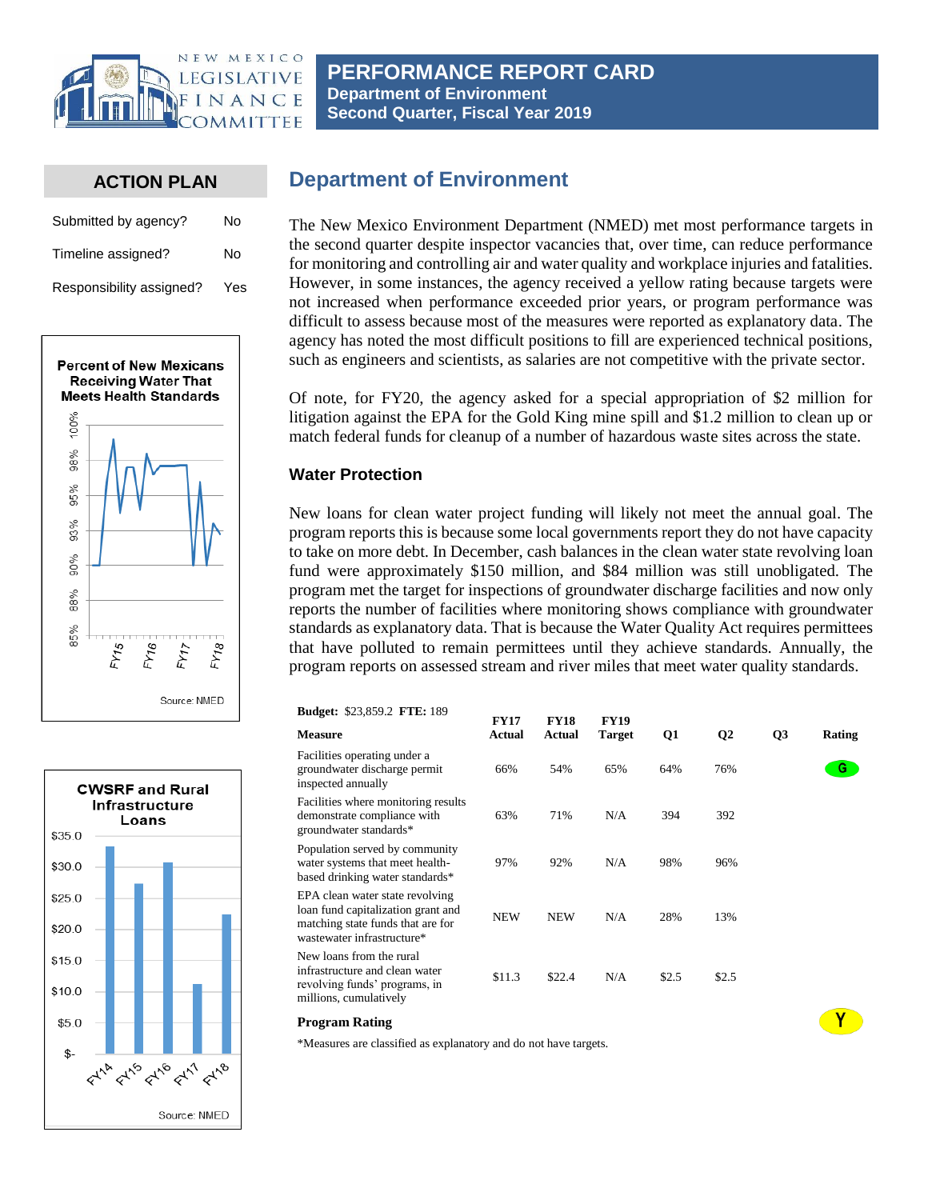# PERFORMANCE REPORT CARD
**Department of Environment**
**Second Quarter, Fiscal Year 2019**

## ACTION PLAN

| | |
|---|---|
| Submitted by agency? | No |
| Timeline assigned? | No |
| Responsibility assigned? | Yes |

**Percent of New Mexicans Receiving Water That Meets Health Standards**

Source: NMED

**CWSRF and Rural Infrastructure Loans**

Source: NMED

## Department of Environment

The New Mexico Environment Department (NMED) met most performance targets in the second quarter despite inspector vacancies that, over time, can reduce performance for monitoring and controlling air and water quality and workplace injuries and fatalities. However, in some instances, the agency received a yellow rating because targets were not increased when performance exceeded prior years, or program performance was difficult to assess because most of the measures were reported as explanatory data. The agency has noted the most difficult positions to fill are experienced technical positions, such as engineers and scientists, as salaries are not competitive with the private sector.

Of note, for FY20, the agency asked for a special appropriation of $2 million for litigation against the EPA for the Gold King mine spill and $1.2 million to clean up or match federal funds for cleanup of a number of hazardous waste sites across the state.

### Water Protection

New loans for clean water project funding will likely not meet the annual goal. The program reports this is because some local governments report they do not have capacity to take on more debt. In December, cash balances in the clean water state revolving loan fund were approximately $150 million, and $84 million was still unobligated. The program met the target for inspections of groundwater discharge facilities and now only reports the number of facilities where monitoring shows compliance with groundwater standards as explanatory data. That is because the Water Quality Act requires permittees that have polluted to remain permittees until they achieve standards. Annually, the program reports on assessed stream and river miles that meet water quality standards.

**Budget:** $23,859.2 **FTE:** 189

| Measure | FY17 Actual | FY18 Actual | FY19 Target | Q1 | Q2 | Q3 | Rating |
|---|---|---|---|---|---|---|---|
| Facilities operating under a groundwater discharge permit inspected annually | 66% | 54% | 65% | 64% | 76% | | G |
| Facilities where monitoring results demonstrate compliance with groundwater standards* | 63% | 71% | N/A | 394 | 392 | | |
| Population served by community water systems that meet health-based drinking water standards* | 97% | 92% | N/A | 98% | 96% | | |
| EPA clean water state revolving loan fund capitalization grant and matching state funds that are for wastewater infrastructure* | NEW | NEW | N/A | 28% | 13% | | |
| New loans from the rural infrastructure and clean water revolving funds' programs, in millions, cumulatively | $11.3 | $22.4 | N/A | $2.5 | $2.5 | | |
| **Program Rating** | | | | | | | Y |

*Measures are classified as explanatory and do not have targets.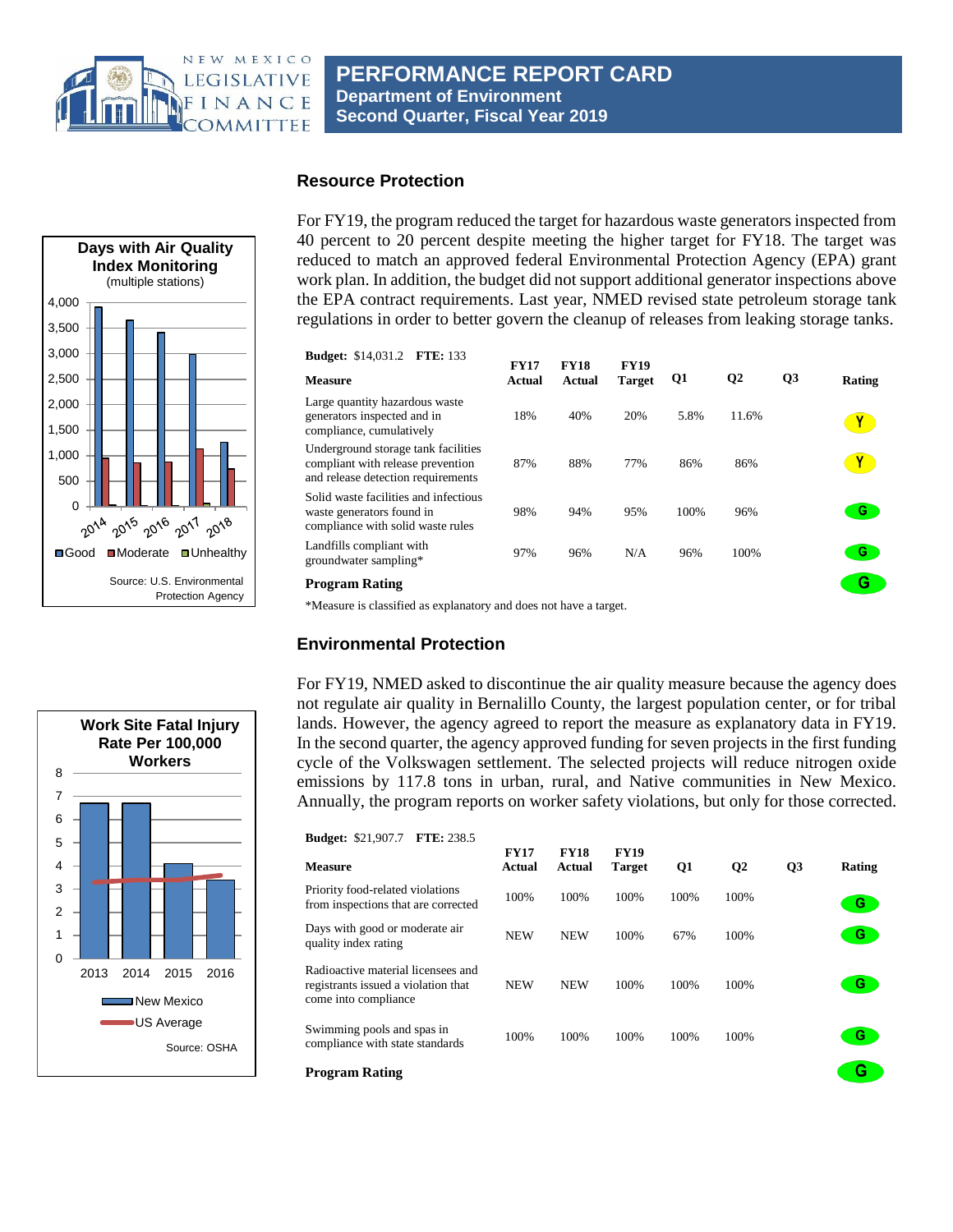# PERFORMANCE REPORT CARD
## Department of Environment
## Second Quarter, Fiscal Year 2019

NEW MEXICO LEGISLATIVE FINANCE COMMITTEE

### Resource Protection

For FY19, the program reduced the target for hazardous waste generators inspected from 40 percent to 20 percent despite meeting the higher target for FY18. The target was reduced to match an approved federal Environmental Protection Agency (EPA) grant work plan. In addition, the budget did not support additional generator inspections above the EPA contract requirements. Last year, NMED revised state petroleum storage tank regulations in order to better govern the cleanup of releases from leaking storage tanks.

Days with Air Quality Index Monitoring
(multiple stations)
4,000
3,500
3,000
2,500
2,000
1,500
1,000
500
0
2014 2015 2016 2017 2018
Good Moderate Unhealthy
Source: U.S. Environmental Protection Agency

**Budget:** $14,031.2 **FTE:** 133

| Measure | FY17 Actual | FY18 Actual | FY19 Target | Q1 | Q2 | Q3 | Rating |
|---|---|---|---|---|---|---|---|
| Large quantity hazardous waste generators inspected and in compliance, cumulatively | 18% | 40% | 20% | 5.8% | 11.6% | | Y |
| Underground storage tank facilities compliant with release prevention and release detection requirements | 87% | 88% | 77% | 86% | 86% | | Y |
| Solid waste facilities and infectious waste generators found in compliance with solid waste rules | 98% | 94% | 95% | 100% | 96% | | G |
| Landfills compliant with groundwater sampling* | 97% | 96% | N/A | 96% | 100% | | G |
| **Program Rating** | | | | | | | G |

*Measure is classified as explanatory and does not have a target.

### Environmental Protection

For FY19, NMED asked to discontinue the air quality measure because the agency does not regulate air quality in Bernalillo County, the largest population center, or for tribal lands. However, the agency agreed to report the measure as explanatory data in FY19. In the second quarter, the agency approved funding for seven projects in the first funding cycle of the Volkswagen settlement. The selected projects will reduce nitrogen oxide emissions by 117.8 tons in urban, rural, and Native communities in New Mexico. Annually, the program reports on worker safety violations, but only for those corrected.

Work Site Fatal Injury Rate Per 100,000 Workers
8
7
6
5
4
3
2
1
0
2013 2014 2015 2016
New Mexico
US Average
Source: OSHA

**Budget:** $21,907.7 **FTE:** 238.5

| Measure | FY17 Actual | FY18 Actual | FY19 Target | Q1 | Q2 | Q3 | Rating |
|---|---|---|---|---|---|---|---|
| Priority food-related violations from inspections that are corrected | 100% | 100% | 100% | 100% | 100% | | G |
| Days with good or moderate air quality index rating | NEW | NEW | 100% | 67% | 100% | | G |
| Radioactive material licensees and registrants issued a violation that come into compliance | NEW | NEW | 100% | 100% | 100% | | G |
| Swimming pools and spas in compliance with state standards | 100% | 100% | 100% | 100% | 100% | | G |
| **Program Rating** | | | | | | | G |